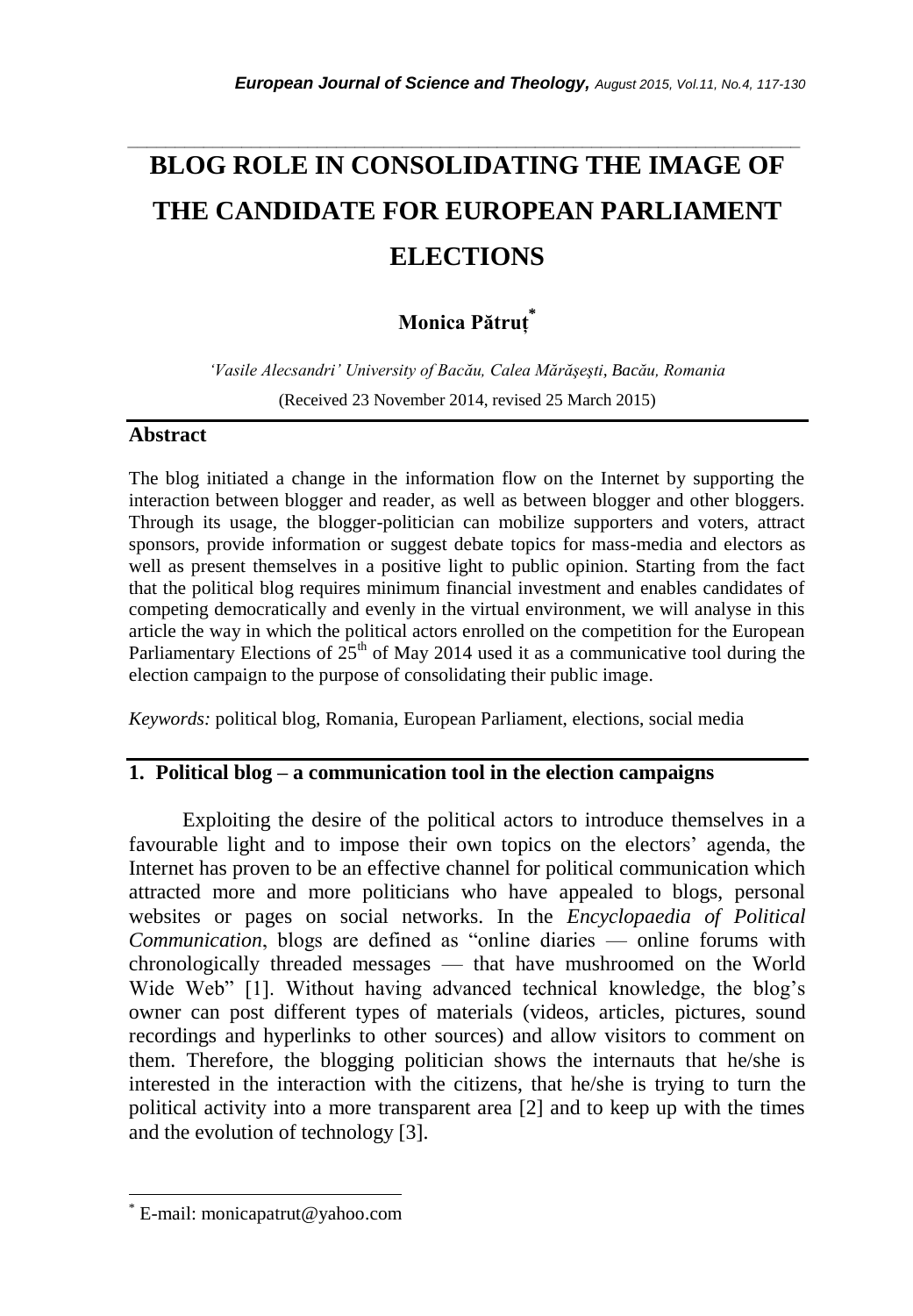# BLOG ROLE IN CONSOLIDATING THE IMAGE OF THE CANDIDATE FOR EUROPEAN PARLIAMENT ELECTIONS

**Monica Pătruț***

*'Vasile Alecsandri' University of Bacău, Calea Mărăşeşti, Bacău, Romania*

(Received 23 November 2014, revised 25 March 2015)

## Abstract

The blog initiated a change in the information flow on the Internet by supporting the interaction between blogger and reader, as well as between blogger and other bloggers. Through its usage, the blogger-politician can mobilize supporters and voters, attract sponsors, provide information or suggest debate topics for mass-media and electors as well as present themselves in a positive light to public opinion. Starting from the fact that the political blog requires minimum financial investment and enables candidates of competing democratically and evenly in the virtual environment, we will analyse in this article the way in which the political actors enrolled on the competition for the European Parliamentary Elections of 25th of May 2014 used it as a communicative tool during the election campaign to the purpose of consolidating their public image.

*Keywords:* political blog, Romania, European Parliament, elections, social media

## 1. Political blog – a communication tool in the election campaigns

Exploiting the desire of the political actors to introduce themselves in a favourable light and to impose their own topics on the electors' agenda, the Internet has proven to be an effective channel for political communication which attracted more and more politicians who have appealed to blogs, personal websites or pages on social networks. In the *Encyclopaedia of Political Communication*, blogs are defined as "online diaries — online forums with chronologically threaded messages — that have mushroomed on the World Wide Web" [1]. Without having advanced technical knowledge, the blog's owner can post different types of materials (videos, articles, pictures, sound recordings and hyperlinks to other sources) and allow visitors to comment on them. Therefore, the blogging politician shows the internauts that he/she is interested in the interaction with the citizens, that he/she is trying to turn the political activity into a more transparent area [2] and to keep up with the times and the evolution of technology [3].

---

* E-mail: monicapatrut@yahoo.com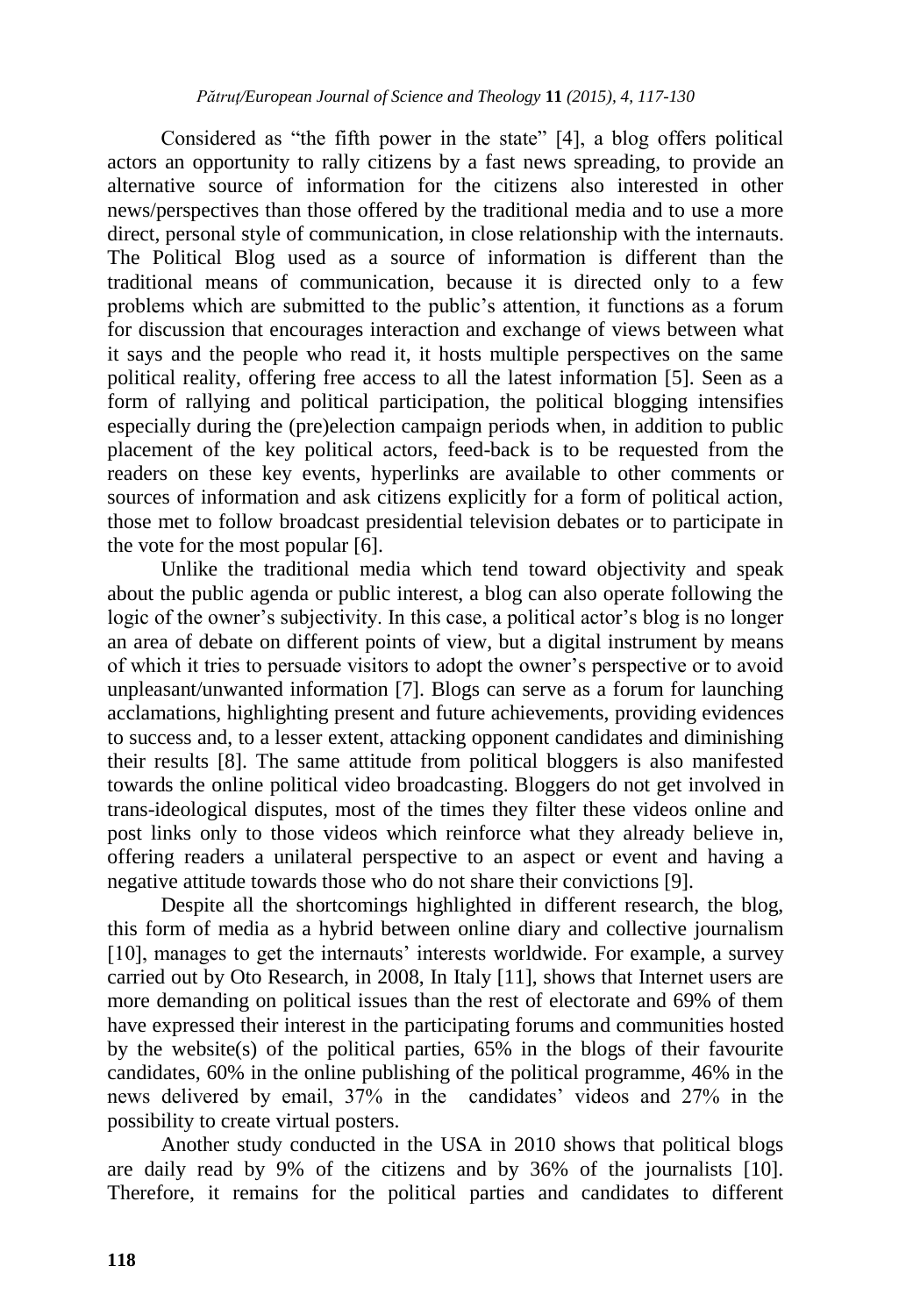Considered as "the fifth power in the state" [4], a blog offers political actors an opportunity to rally citizens by a fast news spreading, to provide an alternative source of information for the citizens also interested in other news/perspectives than those offered by the traditional media and to use a more direct, personal style of communication, in close relationship with the internauts. The Political Blog used as a source of information is different than the traditional means of communication, because it is directed only to a few problems which are submitted to the public's attention, it functions as a forum for discussion that encourages interaction and exchange of views between what it says and the people who read it, it hosts multiple perspectives on the same political reality, offering free access to all the latest information [5]. Seen as a form of rallying and political participation, the political blogging intensifies especially during the (pre)election campaign periods when, in addition to public placement of the key political actors, feed-back is to be requested from the readers on these key events, hyperlinks are available to other comments or sources of information and ask citizens explicitly for a form of political action, those met to follow broadcast presidential television debates or to participate in the vote for the most popular [6].

Unlike the traditional media which tend toward objectivity and speak about the public agenda or public interest, a blog can also operate following the logic of the owner's subjectivity. In this case, a political actor's blog is no longer an area of debate on different points of view, but a digital instrument by means of which it tries to persuade visitors to adopt the owner's perspective or to avoid unpleasant/unwanted information [7]. Blogs can serve as a forum for launching acclamations, highlighting present and future achievements, providing evidences to success and, to a lesser extent, attacking opponent candidates and diminishing their results [8]. The same attitude from political bloggers is also manifested towards the online political video broadcasting. Bloggers do not get involved in trans-ideological disputes, most of the times they filter these videos online and post links only to those videos which reinforce what they already believe in, offering readers a unilateral perspective to an aspect or event and having a negative attitude towards those who do not share their convictions [9].

Despite all the shortcomings highlighted in different research, the blog, this form of media as a hybrid between online diary and collective journalism [10], manages to get the internauts' interests worldwide. For example, a survey carried out by Oto Research, in 2008, In Italy [11], shows that Internet users are more demanding on political issues than the rest of electorate and 69% of them have expressed their interest in the participating forums and communities hosted by the website(s) of the political parties, 65% in the blogs of their favourite candidates, 60% in the online publishing of the political programme, 46% in the news delivered by email, 37% in the candidates' videos and 27% in the possibility to create virtual posters.

Another study conducted in the USA in 2010 shows that political blogs are daily read by 9% of the citizens and by 36% of the journalists [10]. Therefore, it remains for the political parties and candidates to different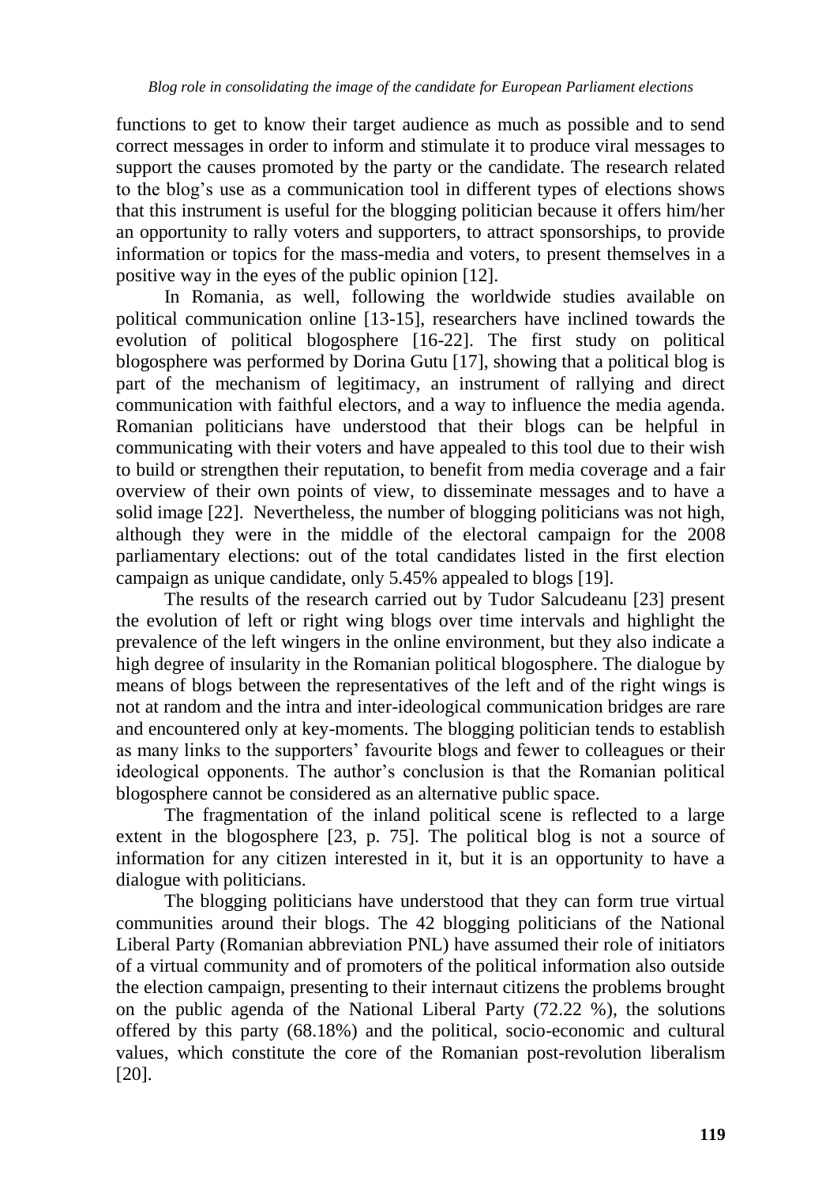functions to get to know their target audience as much as possible and to send correct messages in order to inform and stimulate it to produce viral messages to support the causes promoted by the party or the candidate. The research related to the blog's use as a communication tool in different types of elections shows that this instrument is useful for the blogging politician because it offers him/her an opportunity to rally voters and supporters, to attract sponsorships, to provide information or topics for the mass-media and voters, to present themselves in a positive way in the eyes of the public opinion [12].

In Romania, as well, following the worldwide studies available on political communication online [13-15], researchers have inclined towards the evolution of political blogosphere [16-22]. The first study on political blogosphere was performed by Dorina Gutu [17], showing that a political blog is part of the mechanism of legitimacy, an instrument of rallying and direct communication with faithful electors, and a way to influence the media agenda. Romanian politicians have understood that their blogs can be helpful in communicating with their voters and have appealed to this tool due to their wish to build or strengthen their reputation, to benefit from media coverage and a fair overview of their own points of view, to disseminate messages and to have a solid image [22]. Nevertheless, the number of blogging politicians was not high, although they were in the middle of the electoral campaign for the 2008 parliamentary elections: out of the total candidates listed in the first election campaign as unique candidate, only 5.45% appealed to blogs [19].

The results of the research carried out by Tudor Salcudeanu [23] present the evolution of left or right wing blogs over time intervals and highlight the prevalence of the left wingers in the online environment, but they also indicate a high degree of insularity in the Romanian political blogosphere. The dialogue by means of blogs between the representatives of the left and of the right wings is not at random and the intra and inter-ideological communication bridges are rare and encountered only at key-moments. The blogging politician tends to establish as many links to the supporters' favourite blogs and fewer to colleagues or their ideological opponents. The author's conclusion is that the Romanian political blogosphere cannot be considered as an alternative public space.

The fragmentation of the inland political scene is reflected to a large extent in the blogosphere [23, p. 75]. The political blog is not a source of information for any citizen interested in it, but it is an opportunity to have a dialogue with politicians.

The blogging politicians have understood that they can form true virtual communities around their blogs. The 42 blogging politicians of the National Liberal Party (Romanian abbreviation PNL) have assumed their role of initiators of a virtual community and of promoters of the political information also outside the election campaign, presenting to their internaut citizens the problems brought on the public agenda of the National Liberal Party (72.22 %), the solutions offered by this party (68.18%) and the political, socio-economic and cultural values, which constitute the core of the Romanian post-revolution liberalism [20].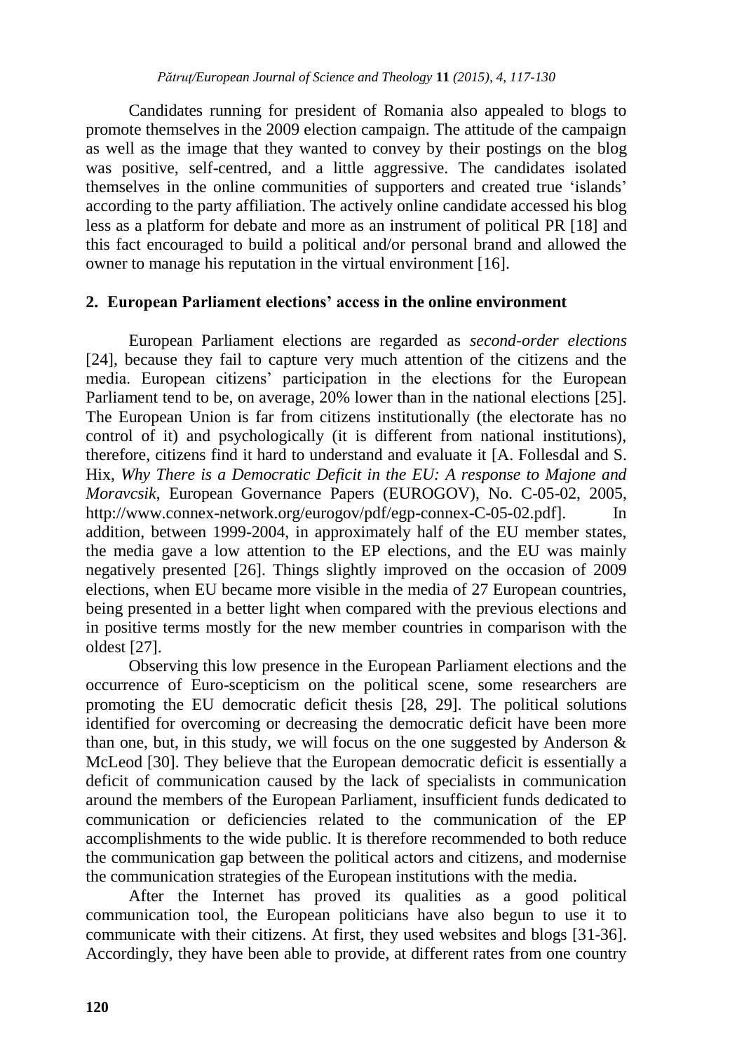Candidates running for president of Romania also appealed to blogs to promote themselves in the 2009 election campaign. The attitude of the campaign as well as the image that they wanted to convey by their postings on the blog was positive, self-centred, and a little aggressive. The candidates isolated themselves in the online communities of supporters and created true 'islands' according to the party affiliation. The actively online candidate accessed his blog less as a platform for debate and more as an instrument of political PR [18] and this fact encouraged to build a political and/or personal brand and allowed the owner to manage his reputation in the virtual environment [16].

## 2. European Parliament elections' access in the online environment

European Parliament elections are regarded as *second-order elections* [24], because they fail to capture very much attention of the citizens and the media. European citizens' participation in the elections for the European Parliament tend to be, on average, 20% lower than in the national elections [25]. The European Union is far from citizens institutionally (the electorate has no control of it) and psychologically (it is different from national institutions), therefore, citizens find it hard to understand and evaluate it [A. Follesdal and S. Hix, *Why There is a Democratic Deficit in the EU: A response to Majone and Moravcsik*, European Governance Papers (EUROGOV), No. C-05-02, 2005, http://www.connex-network.org/eurogov/pdf/egp-connex-C-05-02.pdf]. In addition, between 1999-2004, in approximately half of the EU member states, the media gave a low attention to the EP elections, and the EU was mainly negatively presented [26]. Things slightly improved on the occasion of 2009 elections, when EU became more visible in the media of 27 European countries, being presented in a better light when compared with the previous elections and in positive terms mostly for the new member countries in comparison with the oldest [27].

Observing this low presence in the European Parliament elections and the occurrence of Euro-scepticism on the political scene, some researchers are promoting the EU democratic deficit thesis [28, 29]. The political solutions identified for overcoming or decreasing the democratic deficit have been more than one, but, in this study, we will focus on the one suggested by Anderson & McLeod [30]. They believe that the European democratic deficit is essentially a deficit of communication caused by the lack of specialists in communication around the members of the European Parliament, insufficient funds dedicated to communication or deficiencies related to the communication of the EP accomplishments to the wide public. It is therefore recommended to both reduce the communication gap between the political actors and citizens, and modernise the communication strategies of the European institutions with the media.

After the Internet has proved its qualities as a good political communication tool, the European politicians have also begun to use it to communicate with their citizens. At first, they used websites and blogs [31-36]. Accordingly, they have been able to provide, at different rates from one country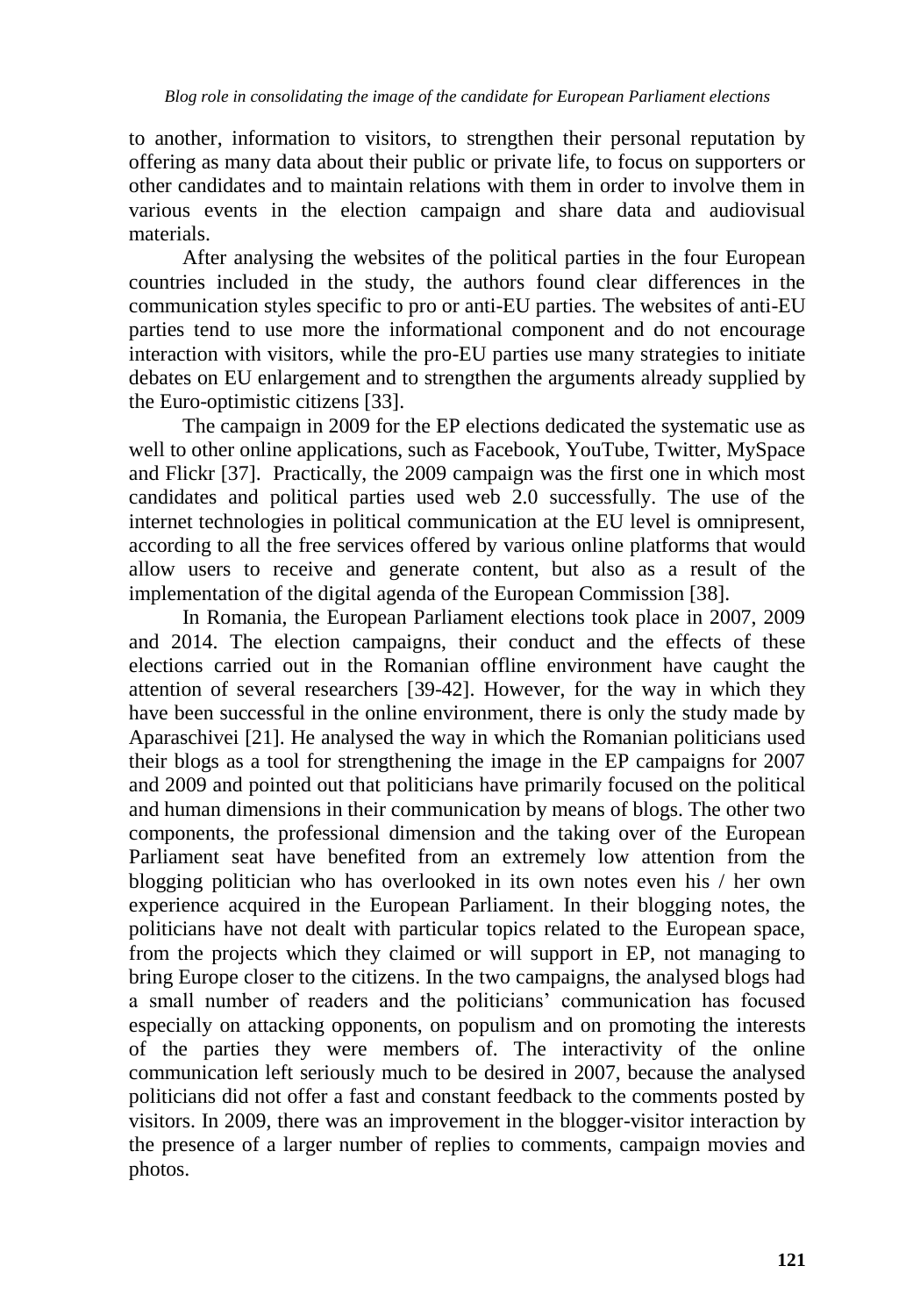to another, information to visitors, to strengthen their personal reputation by offering as many data about their public or private life, to focus on supporters or other candidates and to maintain relations with them in order to involve them in various events in the election campaign and share data and audiovisual materials.

After analysing the websites of the political parties in the four European countries included in the study, the authors found clear differences in the communication styles specific to pro or anti-EU parties. The websites of anti-EU parties tend to use more the informational component and do not encourage interaction with visitors, while the pro-EU parties use many strategies to initiate debates on EU enlargement and to strengthen the arguments already supplied by the Euro-optimistic citizens [33].

The campaign in 2009 for the EP elections dedicated the systematic use as well to other online applications, such as Facebook, YouTube, Twitter, MySpace and Flickr [37]. Practically, the 2009 campaign was the first one in which most candidates and political parties used web 2.0 successfully. The use of the internet technologies in political communication at the EU level is omnipresent, according to all the free services offered by various online platforms that would allow users to receive and generate content, but also as a result of the implementation of the digital agenda of the European Commission [38].

In Romania, the European Parliament elections took place in 2007, 2009 and 2014. The election campaigns, their conduct and the effects of these elections carried out in the Romanian offline environment have caught the attention of several researchers [39-42]. However, for the way in which they have been successful in the online environment, there is only the study made by Aparaschivei [21]. He analysed the way in which the Romanian politicians used their blogs as a tool for strengthening the image in the EP campaigns for 2007 and 2009 and pointed out that politicians have primarily focused on the political and human dimensions in their communication by means of blogs. The other two components, the professional dimension and the taking over of the European Parliament seat have benefited from an extremely low attention from the blogging politician who has overlooked in its own notes even his / her own experience acquired in the European Parliament. In their blogging notes, the politicians have not dealt with particular topics related to the European space, from the projects which they claimed or will support in EP, not managing to bring Europe closer to the citizens. In the two campaigns, the analysed blogs had a small number of readers and the politicians' communication has focused especially on attacking opponents, on populism and on promoting the interests of the parties they were members of. The interactivity of the online communication left seriously much to be desired in 2007, because the analysed politicians did not offer a fast and constant feedback to the comments posted by visitors. In 2009, there was an improvement in the blogger-visitor interaction by the presence of a larger number of replies to comments, campaign movies and photos.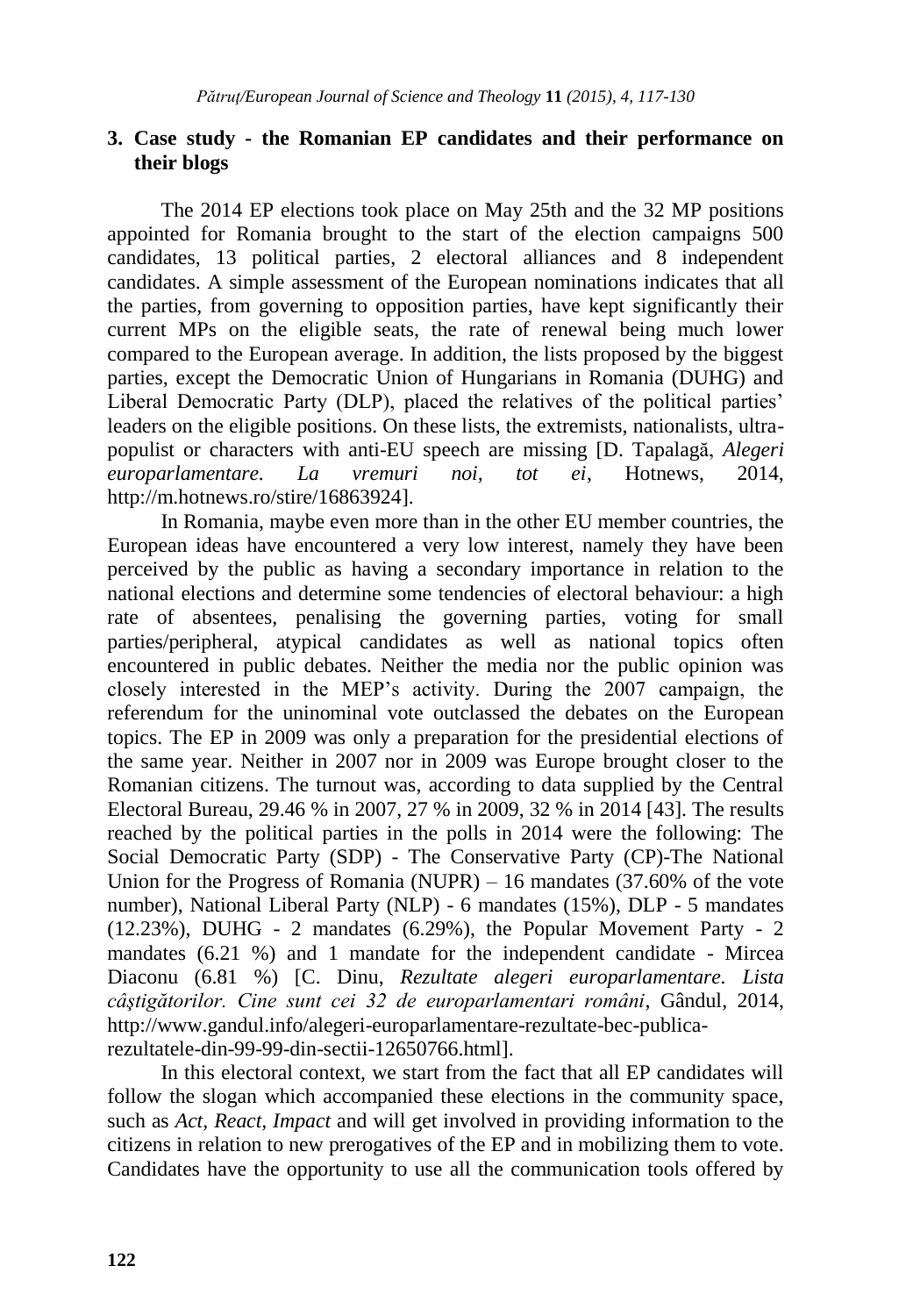## 3. Case study - the Romanian EP candidates and their performance on their blogs

The 2014 EP elections took place on May 25th and the 32 MP positions appointed for Romania brought to the start of the election campaigns 500 candidates, 13 political parties, 2 electoral alliances and 8 independent candidates. A simple assessment of the European nominations indicates that all the parties, from governing to opposition parties, have kept significantly their current MPs on the eligible seats, the rate of renewal being much lower compared to the European average. In addition, the lists proposed by the biggest parties, except the Democratic Union of Hungarians in Romania (DUHG) and Liberal Democratic Party (DLP), placed the relatives of the political parties' leaders on the eligible positions. On these lists, the extremists, nationalists, ultra-populist or characters with anti-EU speech are missing [D. Tapalagă, *Alegeri europarlamentare. La vremuri noi, tot ei*, Hotnews, 2014, http://m.hotnews.ro/stire/16863924].

In Romania, maybe even more than in the other EU member countries, the European ideas have encountered a very low interest, namely they have been perceived by the public as having a secondary importance in relation to the national elections and determine some tendencies of electoral behaviour: a high rate of absentees, penalising the governing parties, voting for small parties/peripheral, atypical candidates as well as national topics often encountered in public debates. Neither the media nor the public opinion was closely interested in the MEP's activity. During the 2007 campaign, the referendum for the uninominal vote outclassed the debates on the European topics. The EP in 2009 was only a preparation for the presidential elections of the same year. Neither in 2007 nor in 2009 was Europe brought closer to the Romanian citizens. The turnout was, according to data supplied by the Central Electoral Bureau, 29.46 % in 2007, 27 % in 2009, 32 % in 2014 [43]. The results reached by the political parties in the polls in 2014 were the following: The Social Democratic Party (SDP) - The Conservative Party (CP)-The National Union for the Progress of Romania (NUPR) – 16 mandates (37.60% of the vote number), National Liberal Party (NLP) - 6 mandates (15%), DLP - 5 mandates (12.23%), DUHG - 2 mandates (6.29%), the Popular Movement Party - 2 mandates (6.21 %) and 1 mandate for the independent candidate - Mircea Diaconu (6.81 %) [C. Dinu, *Rezultate alegeri europarlamentare. Lista câştigătorilor. Cine sunt cei 32 de europarlamentari români*, Gândul, 2014, http://www.gandul.info/alegeri-europarlamentare-rezultate-bec-publica-rezultatele-din-99-99-din-sectii-12650766.html].

In this electoral context, we start from the fact that all EP candidates will follow the slogan which accompanied these elections in the community space, such as *Act, React, Impact* and will get involved in providing information to the citizens in relation to new prerogatives of the EP and in mobilizing them to vote. Candidates have the opportunity to use all the communication tools offered by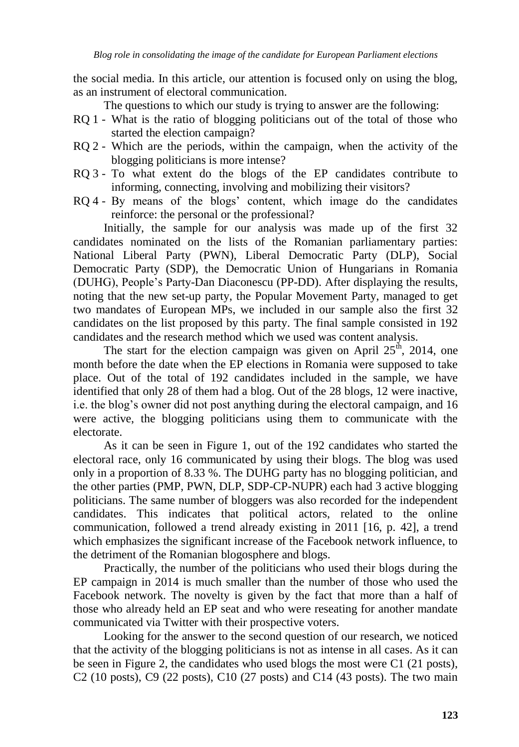the social media. In this article, our attention is focused only on using the blog, as an instrument of electoral communication.

The questions to which our study is trying to answer are the following:

RQ 1 - What is the ratio of blogging politicians out of the total of those who started the election campaign?

RQ 2 - Which are the periods, within the campaign, when the activity of the blogging politicians is more intense?

RQ 3 - To what extent do the blogs of the EP candidates contribute to informing, connecting, involving and mobilizing their visitors?

RQ 4 - By means of the blogs' content, which image do the candidates reinforce: the personal or the professional?

Initially, the sample for our analysis was made up of the first 32 candidates nominated on the lists of the Romanian parliamentary parties: National Liberal Party (PWN), Liberal Democratic Party (DLP), Social Democratic Party (SDP), the Democratic Union of Hungarians in Romania (DUHG), People's Party-Dan Diaconescu (PP-DD). After displaying the results, noting that the new set-up party, the Popular Movement Party, managed to get two mandates of European MPs, we included in our sample also the first 32 candidates on the list proposed by this party. The final sample consisted in 192 candidates and the research method which we used was content analysis.

The start for the election campaign was given on April 25th, 2014, one month before the date when the EP elections in Romania were supposed to take place. Out of the total of 192 candidates included in the sample, we have identified that only 28 of them had a blog. Out of the 28 blogs, 12 were inactive, i.e. the blog's owner did not post anything during the electoral campaign, and 16 were active, the blogging politicians using them to communicate with the electorate.

As it can be seen in Figure 1, out of the 192 candidates who started the electoral race, only 16 communicated by using their blogs. The blog was used only in a proportion of 8.33 %. The DUHG party has no blogging politician, and the other parties (PMP, PWN, DLP, SDP-CP-NUPR) each had 3 active blogging politicians. The same number of bloggers was also recorded for the independent candidates. This indicates that political actors, related to the online communication, followed a trend already existing in 2011 [16, p. 42], a trend which emphasizes the significant increase of the Facebook network influence, to the detriment of the Romanian blogosphere and blogs.

Practically, the number of the politicians who used their blogs during the EP campaign in 2014 is much smaller than the number of those who used the Facebook network. The novelty is given by the fact that more than a half of those who already held an EP seat and who were reseating for another mandate communicated via Twitter with their prospective voters.

Looking for the answer to the second question of our research, we noticed that the activity of the blogging politicians is not as intense in all cases. As it can be seen in Figure 2, the candidates who used blogs the most were C1 (21 posts), C2 (10 posts), C9 (22 posts), C10 (27 posts) and C14 (43 posts). The two main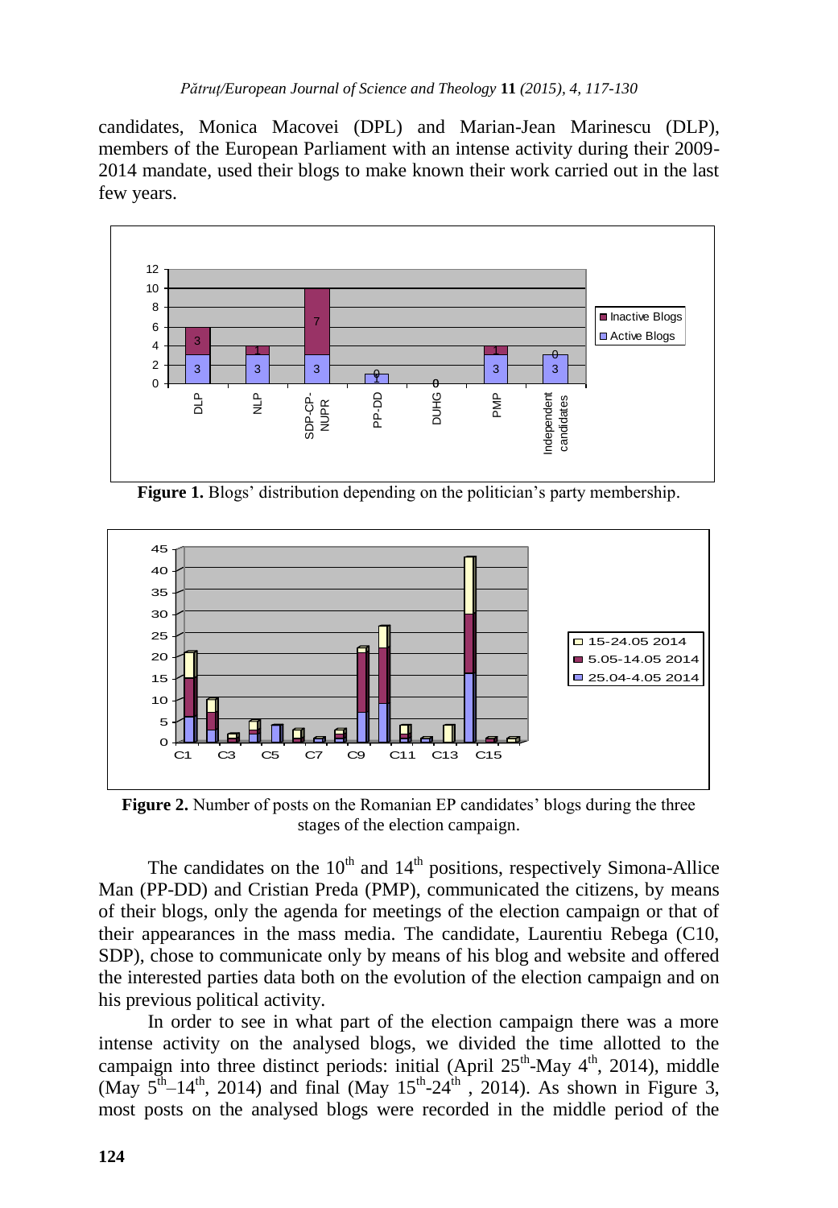candidates, Monica Macovei (DPL) and Marian-Jean Marinescu (DLP), members of the European Parliament with an intense activity during their 2009-2014 mandate, used their blogs to make known their work carried out in the last few years.

**Figure 1.** Blogs' distribution depending on the politician's party membership.

**Figure 2.** Number of posts on the Romanian EP candidates' blogs during the three stages of the election campaign.

The candidates on the 10[th] and 14[th] positions, respectively Simona-Allice Man (PP-DD) and Cristian Preda (PMP), communicated the citizens, by means of their blogs, only the agenda for meetings of the election campaign or that of their appearances in the mass media. The candidate, Laurentiu Rebega (C10, SDP), chose to communicate only by means of his blog and website and offered the interested parties data both on the evolution of the election campaign and on his previous political activity.

In order to see in what part of the election campaign there was a more intense activity on the analysed blogs, we divided the time allotted to the campaign into three distinct periods: initial (April 25[th]-May 4[th], 2014), middle (May 5[th]–14[th], 2014) and final (May 15[th]-24[th], 2014). As shown in Figure 3, most posts on the analysed blogs were recorded in the middle period of the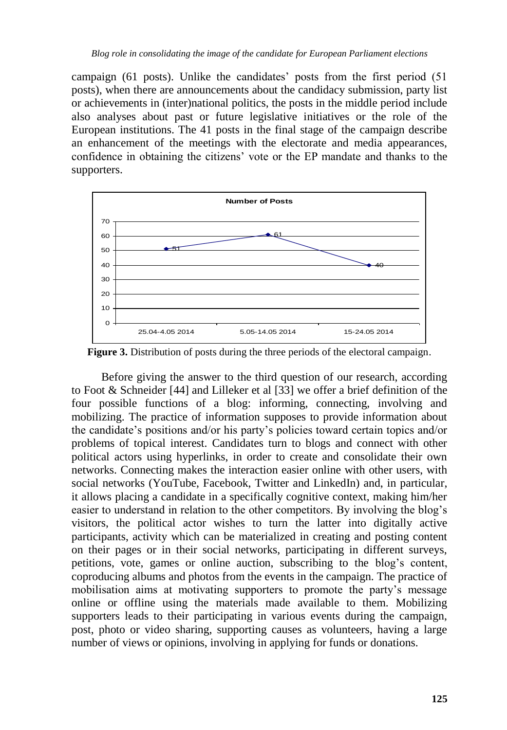campaign (61 posts). Unlike the candidates' posts from the first period (51 posts), when there are announcements about the candidacy submission, party list or achievements in (inter)national politics, the posts in the middle period include also analyses about past or future legislative initiatives or the role of the European institutions. The 41 posts in the final stage of the campaign describe an enhancement of the meetings with the electorate and media appearances, confidence in obtaining the citizens' vote or the EP mandate and thanks to the supporters.

**Figure 3.** Distribution of posts during the three periods of the electoral campaign.

Before giving the answer to the third question of our research, according to Foot & Schneider [44] and Lilleker et al [33] we offer a brief definition of the four possible functions of a blog: informing, connecting, involving and mobilizing. The practice of information supposes to provide information about the candidate's positions and/or his party's policies toward certain topics and/or problems of topical interest. Candidates turn to blogs and connect with other political actors using hyperlinks, in order to create and consolidate their own networks. Connecting makes the interaction easier online with other users, with social networks (YouTube, Facebook, Twitter and LinkedIn) and, in particular, it allows placing a candidate in a specifically cognitive context, making him/her easier to understand in relation to the other competitors. By involving the blog's visitors, the political actor wishes to turn the latter into digitally active participants, activity which can be materialized in creating and posting content on their pages or in their social networks, participating in different surveys, petitions, vote, games or online auction, subscribing to the blog's content, coproducing albums and photos from the events in the campaign. The practice of mobilisation aims at motivating supporters to promote the party's message online or offline using the materials made available to them. Mobilizing supporters leads to their participating in various events during the campaign, post, photo or video sharing, supporting causes as volunteers, having a large number of views or opinions, involving in applying for funds or donations.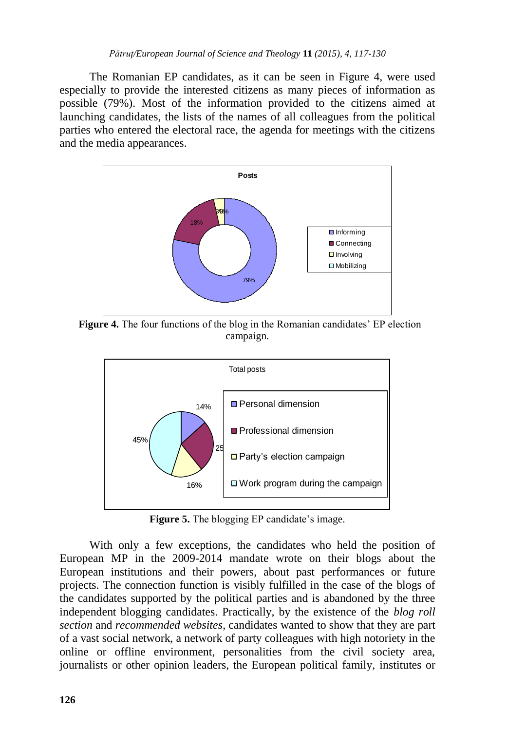The Romanian EP candidates, as it can be seen in Figure 4, were used especially to provide the interested citizens as many pieces of information as possible (79%). Most of the information provided to the citizens aimed at launching candidates, the lists of the names of all colleagues from the political parties who entered the electoral race, the agenda for meetings with the citizens and the media appearances.

**Figure 4.** The four functions of the blog in the Romanian candidates' EP election campaign.

**Figure 5.** The blogging EP candidate's image.

With only a few exceptions, the candidates who held the position of European MP in the 2009-2014 mandate wrote on their blogs about the European institutions and their powers, about past performances or future projects. The connection function is visibly fulfilled in the case of the blogs of the candidates supported by the political parties and is abandoned by the three independent blogging candidates. Practically, by the existence of the *blog roll section* and *recommended websites*, candidates wanted to show that they are part of a vast social network, a network of party colleagues with high notoriety in the online or offline environment, personalities from the civil society area, journalists or other opinion leaders, the European political family, institutes or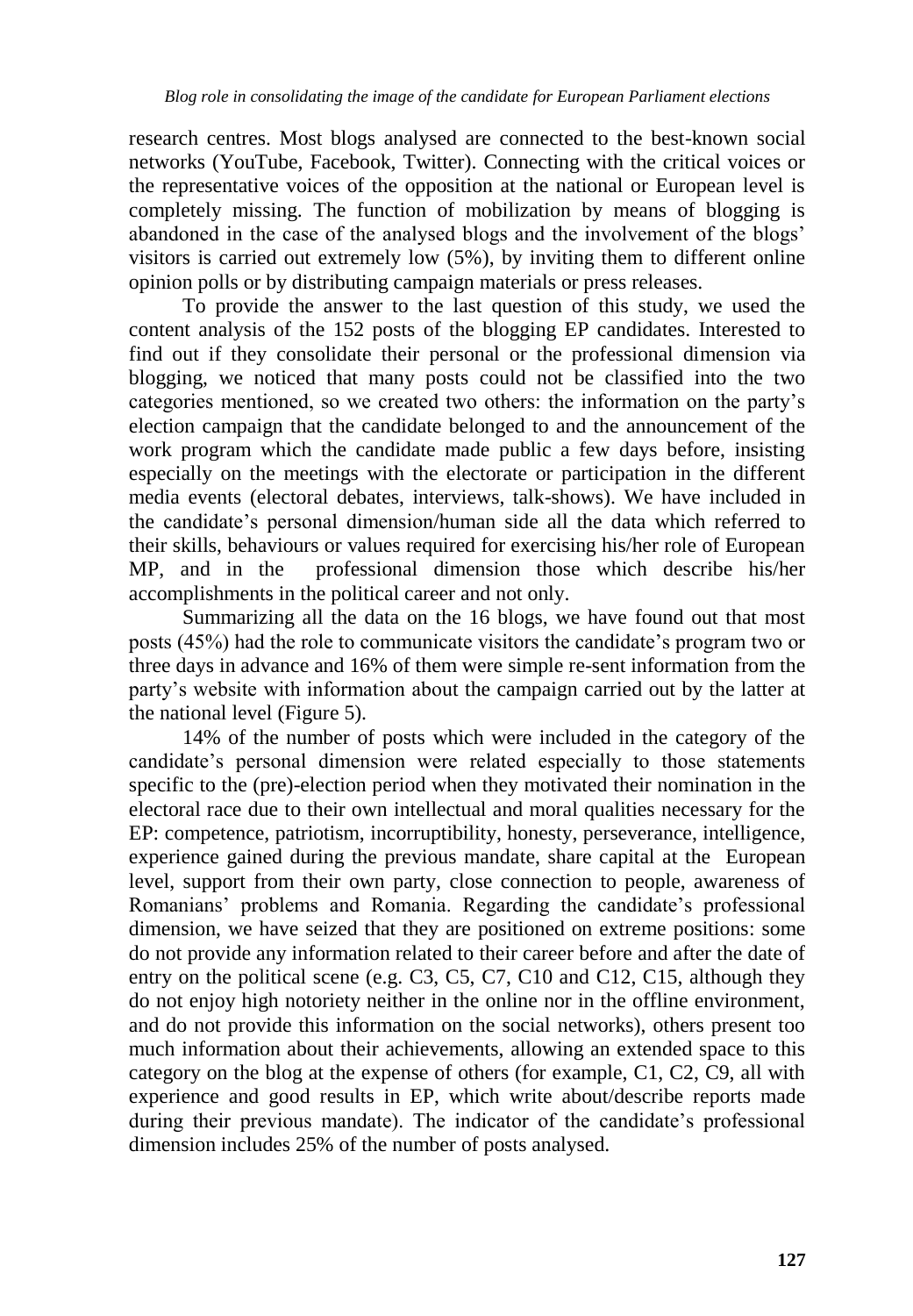research centres. Most blogs analysed are connected to the best-known social networks (YouTube, Facebook, Twitter). Connecting with the critical voices or the representative voices of the opposition at the national or European level is completely missing. The function of mobilization by means of blogging is abandoned in the case of the analysed blogs and the involvement of the blogs' visitors is carried out extremely low (5%), by inviting them to different online opinion polls or by distributing campaign materials or press releases.

To provide the answer to the last question of this study, we used the content analysis of the 152 posts of the blogging EP candidates. Interested to find out if they consolidate their personal or the professional dimension via blogging, we noticed that many posts could not be classified into the two categories mentioned, so we created two others: the information on the party's election campaign that the candidate belonged to and the announcement of the work program which the candidate made public a few days before, insisting especially on the meetings with the electorate or participation in the different media events (electoral debates, interviews, talk-shows). We have included in the candidate's personal dimension/human side all the data which referred to their skills, behaviours or values required for exercising his/her role of European MP, and in the professional dimension those which describe his/her accomplishments in the political career and not only.

Summarizing all the data on the 16 blogs, we have found out that most posts (45%) had the role to communicate visitors the candidate's program two or three days in advance and 16% of them were simple re-sent information from the party's website with information about the campaign carried out by the latter at the national level (Figure 5).

14% of the number of posts which were included in the category of the candidate's personal dimension were related especially to those statements specific to the (pre)-election period when they motivated their nomination in the electoral race due to their own intellectual and moral qualities necessary for the EP: competence, patriotism, incorruptibility, honesty, perseverance, intelligence, experience gained during the previous mandate, share capital at the European level, support from their own party, close connection to people, awareness of Romanians' problems and Romania. Regarding the candidate's professional dimension, we have seized that they are positioned on extreme positions: some do not provide any information related to their career before and after the date of entry on the political scene (e.g. C3, C5, C7, C10 and C12, C15, although they do not enjoy high notoriety neither in the online nor in the offline environment, and do not provide this information on the social networks), others present too much information about their achievements, allowing an extended space to this category on the blog at the expense of others (for example, C1, C2, C9, all with experience and good results in EP, which write about/describe reports made during their previous mandate). The indicator of the candidate's professional dimension includes 25% of the number of posts analysed.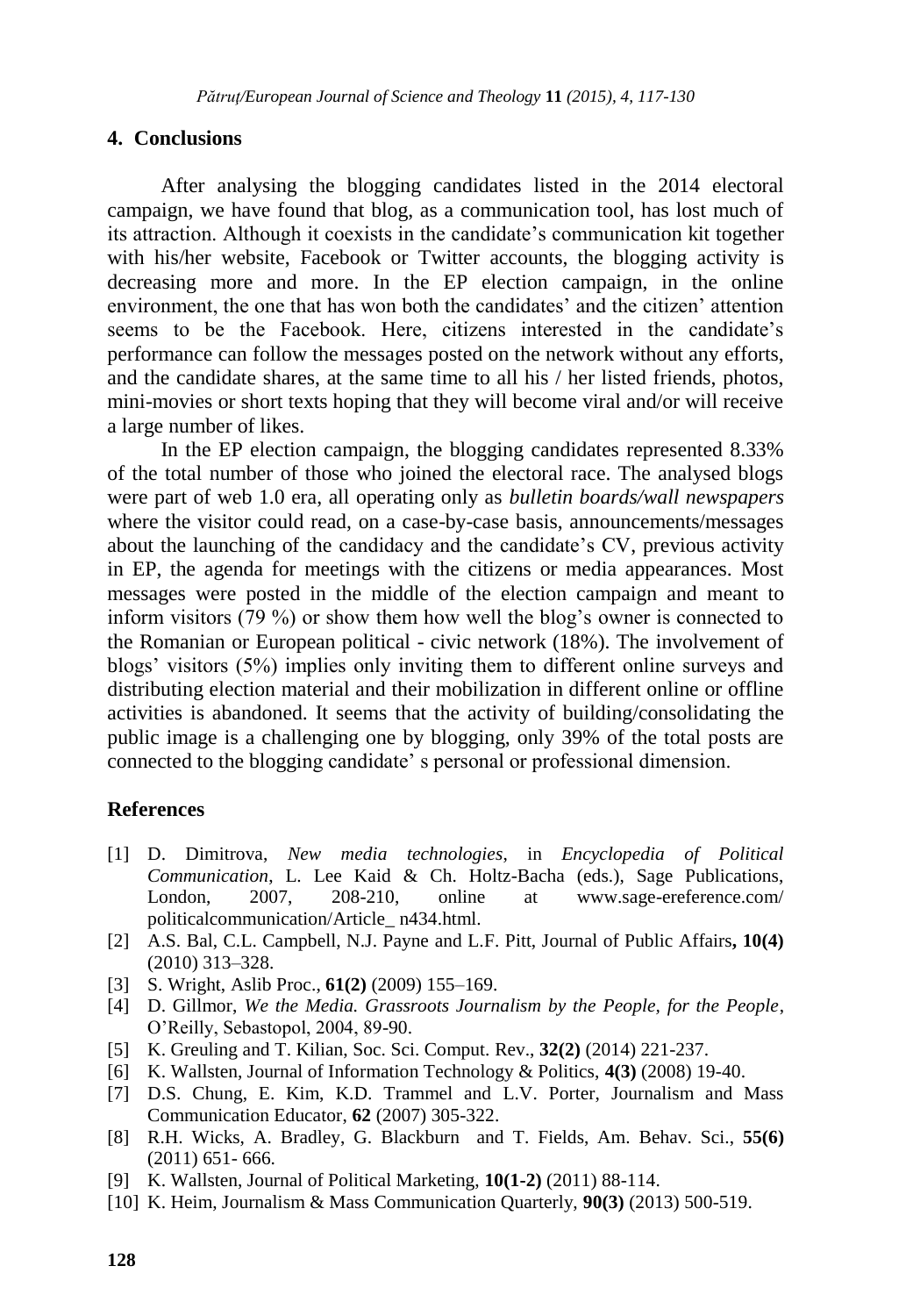## 4. Conclusions

After analysing the blogging candidates listed in the 2014 electoral campaign, we have found that blog, as a communication tool, has lost much of its attraction. Although it coexists in the candidate's communication kit together with his/her website, Facebook or Twitter accounts, the blogging activity is decreasing more and more. In the EP election campaign, in the online environment, the one that has won both the candidates' and the citizen' attention seems to be the Facebook. Here, citizens interested in the candidate's performance can follow the messages posted on the network without any efforts, and the candidate shares, at the same time to all his / her listed friends, photos, mini-movies or short texts hoping that they will become viral and/or will receive a large number of likes.

In the EP election campaign, the blogging candidates represented 8.33% of the total number of those who joined the electoral race. The analysed blogs were part of web 1.0 era, all operating only as *bulletin boards/wall newspapers* where the visitor could read, on a case-by-case basis, announcements/messages about the launching of the candidacy and the candidate's CV, previous activity in EP, the agenda for meetings with the citizens or media appearances. Most messages were posted in the middle of the election campaign and meant to inform visitors (79 %) or show them how well the blog's owner is connected to the Romanian or European political - civic network (18%). The involvement of blogs' visitors (5%) implies only inviting them to different online surveys and distributing election material and their mobilization in different online or offline activities is abandoned. It seems that the activity of building/consolidating the public image is a challenging one by blogging, only 39% of the total posts are connected to the blogging candidate' s personal or professional dimension.

## References

[1] D. Dimitrova, *New media technologies*, in *Encyclopedia of Political Communication*, L. Lee Kaid & Ch. Holtz-Bacha (eds.), Sage Publications, London, 2007, 208-210, online at www.sage-ereference.com/ politicalcommunication/Article_ n434.html.

[2] A.S. Bal, C.L. Campbell, N.J. Payne and L.F. Pitt, Journal of Public Affairs**, 10(4)** (2010) 313–328.

[3] S. Wright, Aslib Proc., **61(2)** (2009) 155–169.

[4] D. Gillmor, *We the Media. Grassroots Journalism by the People, for the People*, O'Reilly, Sebastopol, 2004, 89-90.

[5] K. Greuling and T. Kilian, Soc. Sci. Comput. Rev., **32(2)** (2014) 221-237.

[6] K. Wallsten, Journal of Information Technology & Politics, **4(3)** (2008) 19-40.

[7] D.S. Chung, E. Kim, K.D. Trammel and L.V. Porter, Journalism and Mass Communication Educator, **62** (2007) 305-322.

[8] R.H. Wicks, A. Bradley, G. Blackburn and T. Fields, Am. Behav. Sci., **55(6)** (2011) 651- 666.

[9] K. Wallsten, Journal of Political Marketing, **10(1-2)** (2011) 88-114.

[10] K. Heim, Journalism & Mass Communication Quarterly, **90(3)** (2013) 500-519.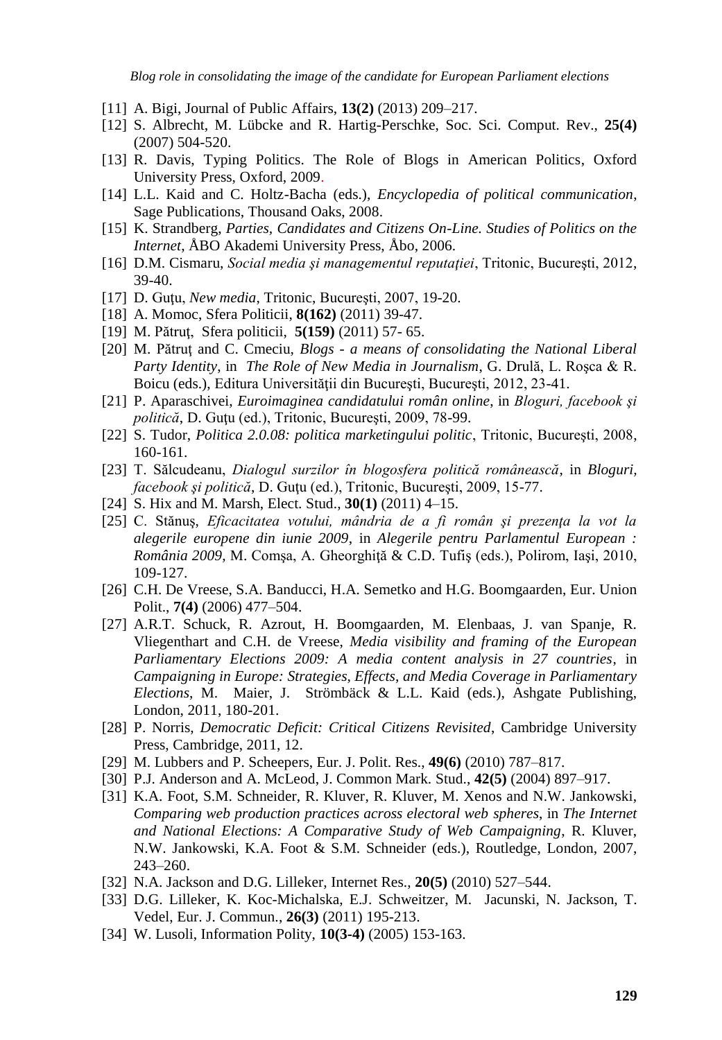[11] A. Bigi, Journal of Public Affairs, **13(2)** (2013) 209–217.

[12] S. Albrecht, M. Lübcke and R. Hartig-Perschke, Soc. Sci. Comput. Rev., **25(4)** (2007) 504-520.

[13] R. Davis, Typing Politics. The Role of Blogs in American Politics, Oxford University Press, Oxford, 2009.

[14] L.L. Kaid and C. Holtz-Bacha (eds.), *Encyclopedia of political communication*, Sage Publications, Thousand Oaks, 2008.

[15] K. Strandberg, *Parties, Candidates and Citizens On-Line. Studies of Politics on the Internet*, ÅBO Akademi University Press, Åbo, 2006.

[16] D.M. Cismaru, *Social media şi managementul reputaţiei*, Tritonic, Bucureşti, 2012, 39-40.

[17] D. Guţu, *New media*, Tritonic, Bucureşti, 2007, 19-20.

[18] A. Momoc, Sfera Politicii, **8(162)** (2011) 39-47.

[19] M. Pătruţ, Sfera politicii, **5(159)** (2011) 57- 65.

[20] M. Pătruţ and C. Cmeciu, *Blogs - a means of consolidating the National Liberal Party Identity*, in *The Role of New Media in Journalism*, G. Drulă, L. Roşca & R. Boicu (eds.), Editura Universităţii din Bucureşti, Bucureşti, 2012, 23-41.

[21] P. Aparaschivei, *Euroimaginea candidatului român online*, in *Bloguri, facebook şi politică*, D. Guţu (ed.), Tritonic, Bucureşti, 2009, 78-99.

[22] S. Tudor, *Politica 2.0.08: politica marketingului politic*, Tritonic, Bucureşti, 2008, 160-161.

[23] T. Sălcudeanu, *Dialogul surzilor în blogosfera politică românească*, in *Bloguri, facebook şi politică*, D. Guţu (ed.), Tritonic, Bucureşti, 2009, 15-77.

[24] S. Hix and M. Marsh, Elect. Stud., **30(1)** (2011) 4–15.

[25] C. Stănuş, *Eficacitatea votului, mândria de a fi român şi prezenţa la vot la alegerile europene din iunie 2009*, in *Alegerile pentru Parlamentul European : România 2009*, M. Comşa, A. Gheorghiţă & C.D. Tufiş (eds.), Polirom, Iaşi, 2010, 109-127.

[26] C.H. De Vreese, S.A. Banducci, H.A. Semetko and H.G. Boomgaarden, Eur. Union Polit., **7(4)** (2006) 477–504.

[27] A.R.T. Schuck, R. Azrout, H. Boomgaarden, M. Elenbaas, J. van Spanje, R. Vliegenthart and C.H. de Vreese, *Media visibility and framing of the European Parliamentary Elections 2009: A media content analysis in 27 countries*, in *Campaigning in Europe: Strategies, Effects, and Media Coverage in Parliamentary Elections*, M. Maier, J. Strömbäck & L.L. Kaid (eds.), Ashgate Publishing, London, 2011, 180-201.

[28] P. Norris, *Democratic Deficit: Critical Citizens Revisited*, Cambridge University Press, Cambridge, 2011, 12.

[29] M. Lubbers and P. Scheepers, Eur. J. Polit. Res., **49(6)** (2010) 787–817.

[30] P.J. Anderson and A. McLeod, J. Common Mark. Stud., **42(5)** (2004) 897–917.

[31] K.A. Foot, S.M. Schneider, R. Kluver, R. Kluver, M. Xenos and N.W. Jankowski, *Comparing web production practices across electoral web spheres*, in *The Internet and National Elections: A Comparative Study of Web Campaigning*, R. Kluver, N.W. Jankowski, K.A. Foot & S.M. Schneider (eds.), Routledge, London, 2007, 243–260.

[32] N.A. Jackson and D.G. Lilleker, Internet Res., **20(5)** (2010) 527–544.

[33] D.G. Lilleker, K. Koc-Michalska, E.J. Schweitzer, M. Jacunski, N. Jackson, T. Vedel, Eur. J. Commun., **26(3)** (2011) 195-213.

[34] W. Lusoli, Information Polity, **10(3-4)** (2005) 153-163.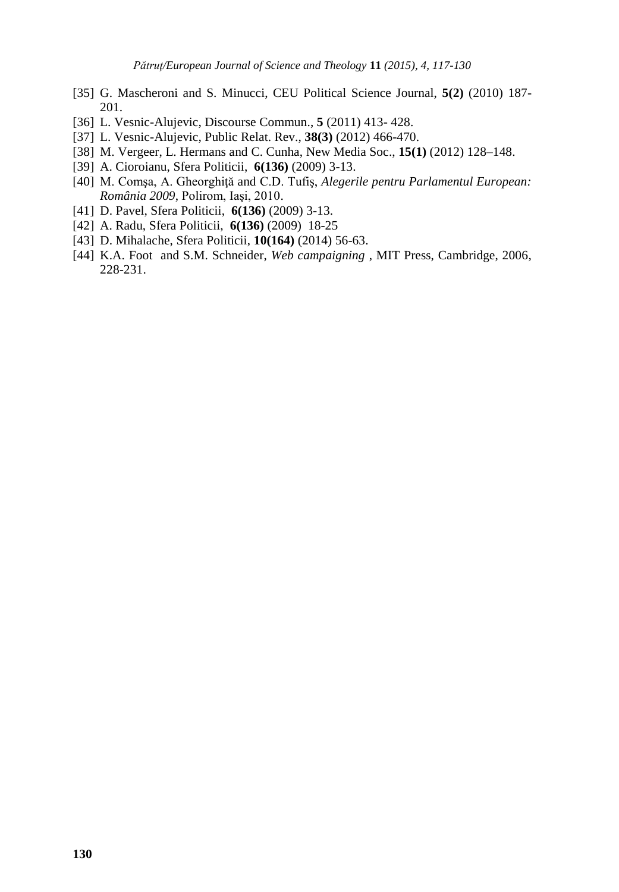[35] G. Mascheroni and S. Minucci, CEU Political Science Journal, **5(2)** (2010) 187-201.

[36] L. Vesnic-Alujevic, Discourse Commun., **5** (2011) 413- 428.

[37] L. Vesnic-Alujevic, Public Relat. Rev., **38(3)** (2012) 466-470.

[38] M. Vergeer, L. Hermans and C. Cunha, New Media Soc., **15(1)** (2012) 128–148.

[39] A. Cioroianu, Sfera Politicii, **6(136)** (2009) 3-13.

[40] M. Comşa, A. Gheorghiţă and C.D. Tufiş, *Alegerile pentru Parlamentul European: România 2009*, Polirom, Iaşi, 2010.

[41] D. Pavel, Sfera Politicii, **6(136)** (2009) 3-13.

[42] A. Radu, Sfera Politicii, **6(136)** (2009) 18-25

[43] D. Mihalache, Sfera Politicii, **10(164)** (2014) 56-63.

[44] K.A. Foot and S.M. Schneider, *Web campaigning* , MIT Press, Cambridge, 2006, 228-231.